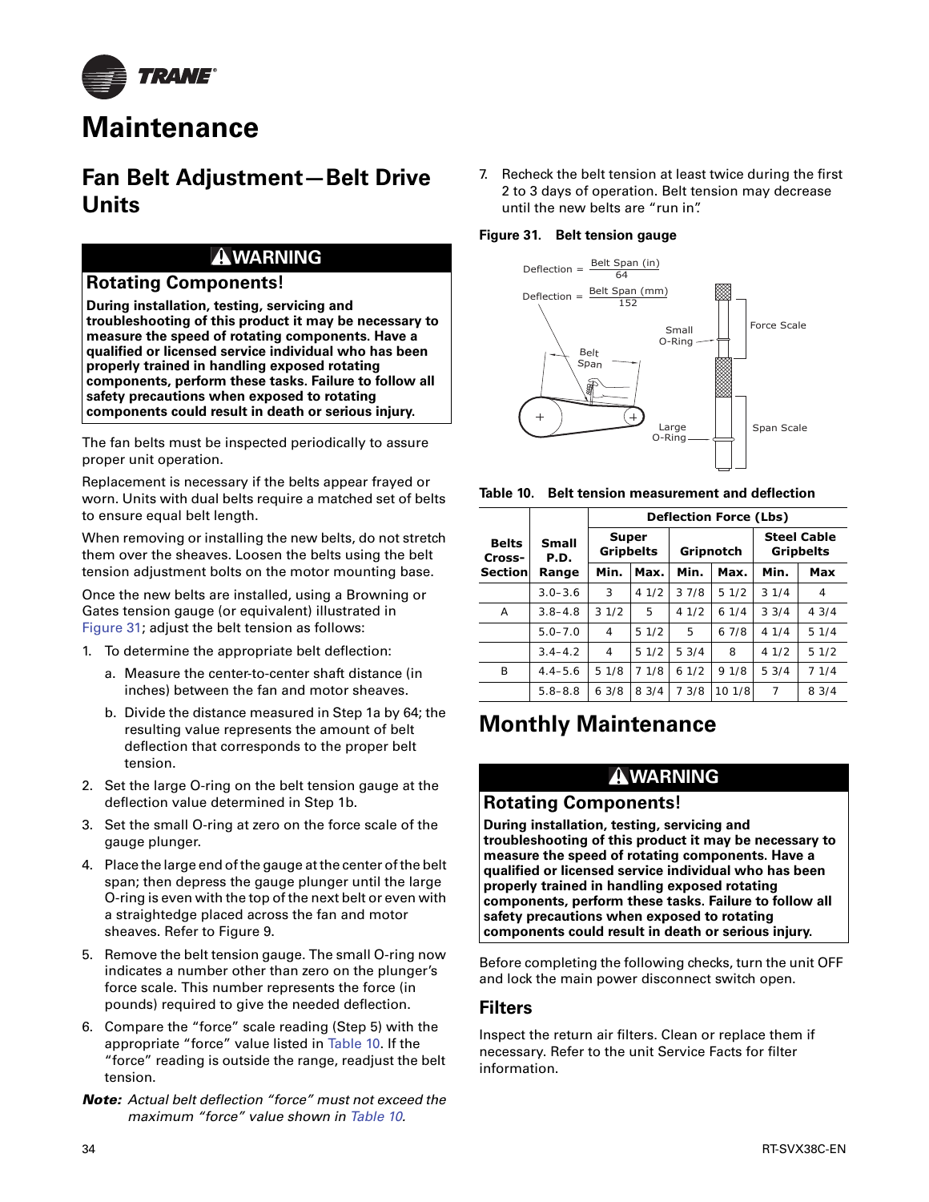# Maintenance

## Fan Belt Adjustment—Belt Drive Units

> **⚠WARNING**
>
> **Rotating Components!**
>
> **During installation, testing, servicing and troubleshooting of this product it may be necessary to measure the speed of rotating components. Have a qualified or licensed service individual who has been properly trained in handling exposed rotating components, perform these tasks. Failure to follow all safety precautions when exposed to rotating components could result in death or serious injury.**

The fan belts must be inspected periodically to assure proper unit operation.

Replacement is necessary if the belts appear frayed or worn. Units with dual belts require a matched set of belts to ensure equal belt length.

When removing or installing the new belts, do not stretch them over the sheaves. Loosen the belts using the belt tension adjustment bolts on the motor mounting base.

Once the new belts are installed, using a Browning or Gates tension gauge (or equivalent) illustrated in Figure 31; adjust the belt tension as follows:

1. To determine the appropriate belt deflection:
   a. Measure the center-to-center shaft distance (in inches) between the fan and motor sheaves.
   b. Divide the distance measured in Step 1a by 64; the resulting value represents the amount of belt deflection that corresponds to the proper belt tension.
2. Set the large O-ring on the belt tension gauge at the deflection value determined in Step 1b.
3. Set the small O-ring at zero on the force scale of the gauge plunger.
4. Place the large end of the gauge at the center of the belt span; then depress the gauge plunger until the large O-ring is even with the top of the next belt or even with a straightedge placed across the fan and motor sheaves. Refer to Figure 9.
5. Remove the belt tension gauge. The small O-ring now indicates a number other than zero on the plunger's force scale. This number represents the force (in pounds) required to give the needed deflection.
6. Compare the "force" scale reading (Step 5) with the appropriate "force" value listed in Table 10. If the "force" reading is outside the range, readjust the belt tension.

***Note:*** *Actual belt deflection "force" must not exceed the maximum "force" value shown in Table 10.*

7. Recheck the belt tension at least twice during the first 2 to 3 days of operation. Belt tension may decrease until the new belts are "run in".

**Figure 31. Belt tension gauge**

$$\text{Deflection} = \frac{\text{Belt Span (in)}}{64}$$

$$\text{Deflection} = \frac{\text{Belt Span (mm)}}{152}$$

**Table 10. Belt tension measurement and deflection**

| Belts Cross-Section | Small P.D. Range | Deflection Force (Lbs) | | | | | |
|---|---|---|---|---|---|---|---|
| | | Super Gripbelts | | Gripnotch | | Steel Cable Gripbelts | |
| | | Min. | Max. | Min. | Max. | Min. | Max |
| | 3.0–3.6 | 3 | 4 1/2 | 3 7/8 | 5 1/2 | 3 1/4 | 4 |
| A | 3.8–4.8 | 3 1/2 | 5 | 4 1/2 | 6 1/4 | 3 3/4 | 4 3/4 |
| | 5.0–7.0 | 4 | 5 1/2 | 5 | 6 7/8 | 4 1/4 | 5 1/4 |
| | 3.4–4.2 | 4 | 5 1/2 | 5 3/4 | 8 | 4 1/2 | 5 1/2 |
| B | 4.4–5.6 | 5 1/8 | 7 1/8 | 6 1/2 | 9 1/8 | 5 3/4 | 7 1/4 |
| | 5.8–8.8 | 6 3/8 | 8 3/4 | 7 3/8 | 10 1/8 | 7 | 8 3/4 |

# Monthly Maintenance

> **⚠WARNING**
>
> **Rotating Components!**
>
> **During installation, testing, servicing and troubleshooting of this product it may be necessary to measure the speed of rotating components. Have a qualified or licensed service individual who has been properly trained in handling exposed rotating components, perform these tasks. Failure to follow all safety precautions when exposed to rotating components could result in death or serious injury.**

Before completing the following checks, turn the unit OFF and lock the main power disconnect switch open.

## Filters

Inspect the return air filters. Clean or replace them if necessary. Refer to the unit Service Facts for filter information.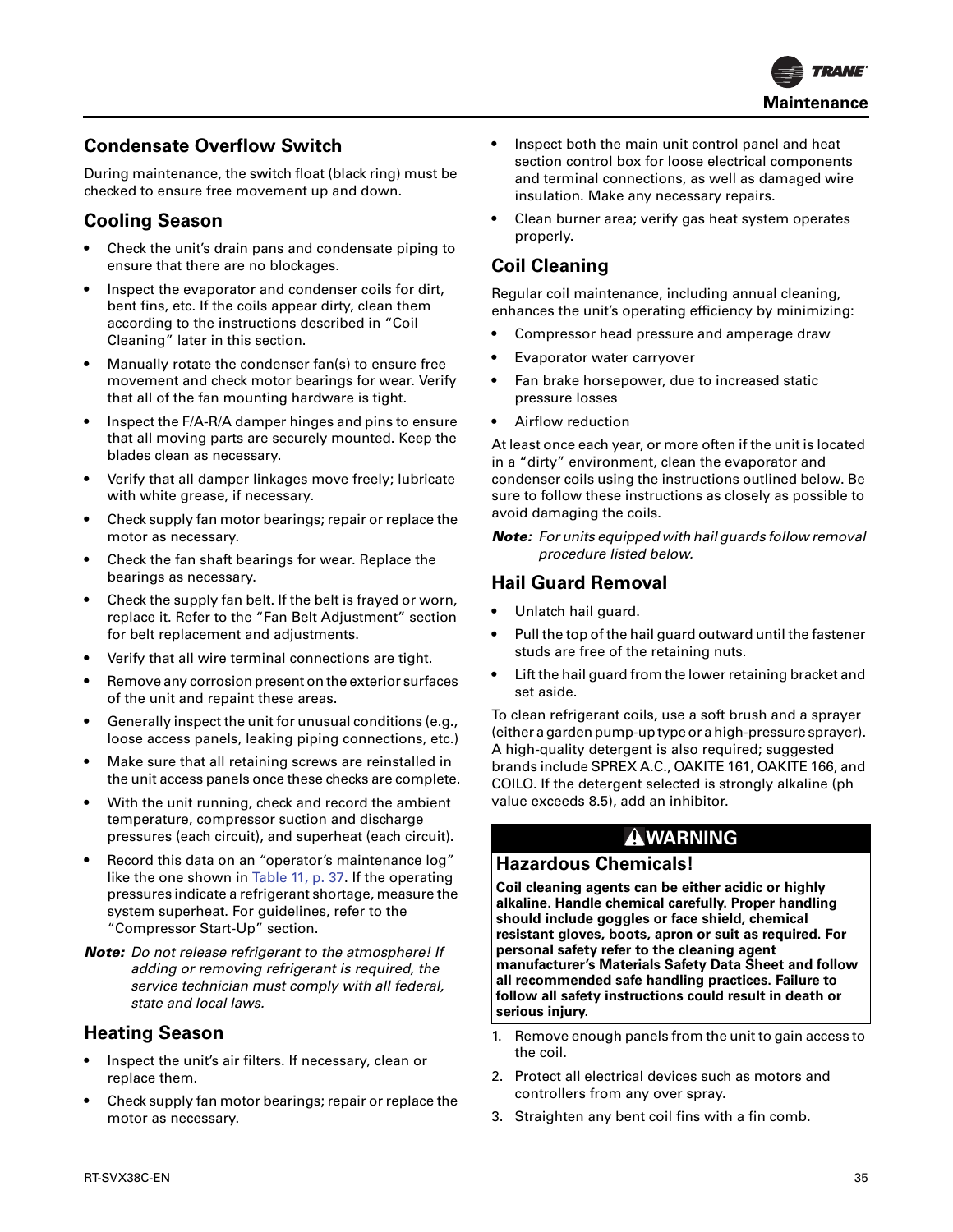## Condensate Overflow Switch

During maintenance, the switch float (black ring) must be checked to ensure free movement up and down.

## Cooling Season

- Check the unit's drain pans and condensate piping to ensure that there are no blockages.
- Inspect the evaporator and condenser coils for dirt, bent fins, etc. If the coils appear dirty, clean them according to the instructions described in "Coil Cleaning" later in this section.
- Manually rotate the condenser fan(s) to ensure free movement and check motor bearings for wear. Verify that all of the fan mounting hardware is tight.
- Inspect the F/A-R/A damper hinges and pins to ensure that all moving parts are securely mounted. Keep the blades clean as necessary.
- Verify that all damper linkages move freely; lubricate with white grease, if necessary.
- Check supply fan motor bearings; repair or replace the motor as necessary.
- Check the fan shaft bearings for wear. Replace the bearings as necessary.
- Check the supply fan belt. If the belt is frayed or worn, replace it. Refer to the "Fan Belt Adjustment" section for belt replacement and adjustments.
- Verify that all wire terminal connections are tight.
- Remove any corrosion present on the exterior surfaces of the unit and repaint these areas.
- Generally inspect the unit for unusual conditions (e.g., loose access panels, leaking piping connections, etc.)
- Make sure that all retaining screws are reinstalled in the unit access panels once these checks are complete.
- With the unit running, check and record the ambient temperature, compressor suction and discharge pressures (each circuit), and superheat (each circuit).
- Record this data on an "operator's maintenance log" like the one shown in Table 11, p. 37. If the operating pressures indicate a refrigerant shortage, measure the system superheat. For guidelines, refer to the "Compressor Start-Up" section.

***Note:*** *Do not release refrigerant to the atmosphere! If adding or removing refrigerant is required, the service technician must comply with all federal, state and local laws.*

## Heating Season

- Inspect the unit's air filters. If necessary, clean or replace them.
- Check supply fan motor bearings; repair or replace the motor as necessary.
- Inspect both the main unit control panel and heat section control box for loose electrical components and terminal connections, as well as damaged wire insulation. Make any necessary repairs.
- Clean burner area; verify gas heat system operates properly.

## Coil Cleaning

Regular coil maintenance, including annual cleaning, enhances the unit's operating efficiency by minimizing:

- Compressor head pressure and amperage draw
- Evaporator water carryover
- Fan brake horsepower, due to increased static pressure losses
- Airflow reduction

At least once each year, or more often if the unit is located in a "dirty" environment, clean the evaporator and condenser coils using the instructions outlined below. Be sure to follow these instructions as closely as possible to avoid damaging the coils.

***Note:*** *For units equipped with hail guards follow removal procedure listed below.*

## Hail Guard Removal

- Unlatch hail guard.
- Pull the top of the hail guard outward until the fastener studs are free of the retaining nuts.
- Lift the hail guard from the lower retaining bracket and set aside.

To clean refrigerant coils, use a soft brush and a sprayer (either a garden pump-up type or a high-pressure sprayer). A high-quality detergent is also required; suggested brands include SPREX A.C., OAKITE 161, OAKITE 166, and COILO. If the detergent selected is strongly alkaline (ph value exceeds 8.5), add an inhibitor.

**⚠WARNING**

**Hazardous Chemicals!**

**Coil cleaning agents can be either acidic or highly alkaline. Handle chemical carefully. Proper handling should include goggles or face shield, chemical resistant gloves, boots, apron or suit as required. For personal safety refer to the cleaning agent manufacturer's Materials Safety Data Sheet and follow all recommended safe handling practices. Failure to follow all safety instructions could result in death or serious injury.**

1. Remove enough panels from the unit to gain access to the coil.
2. Protect all electrical devices such as motors and controllers from any over spray.
3. Straighten any bent coil fins with a fin comb.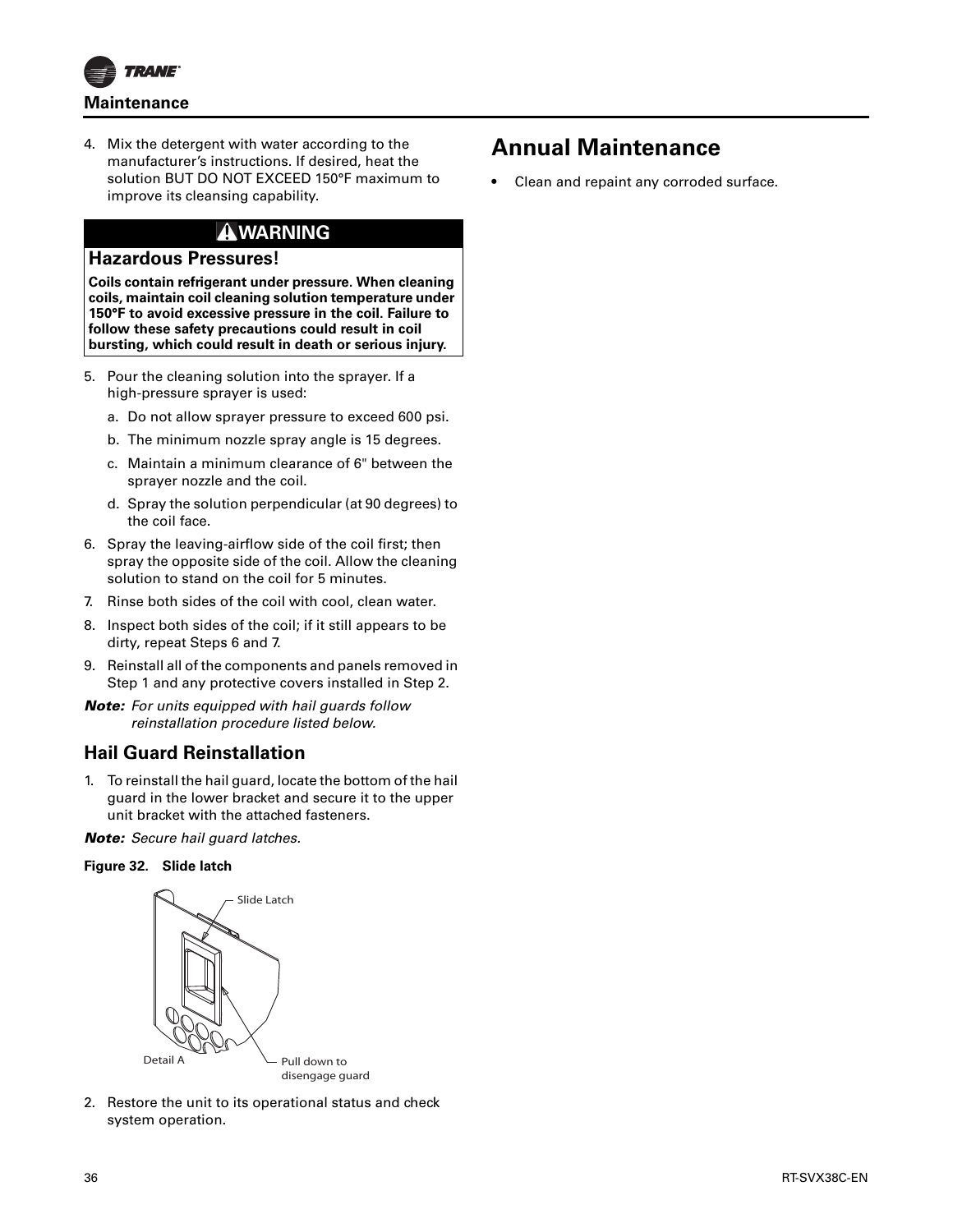4. Mix the detergent with water according to the manufacturer's instructions. If desired, heat the solution BUT DO NOT EXCEED 150°F maximum to improve its cleansing capability.

## ⚠WARNING

### Hazardous Pressures!

**Coils contain refrigerant under pressure. When cleaning coils, maintain coil cleaning solution temperature under 150°F to avoid excessive pressure in the coil. Failure to follow these safety precautions could result in coil bursting, which could result in death or serious injury.**

5. Pour the cleaning solution into the sprayer. If a high-pressure sprayer is used:
   a. Do not allow sprayer pressure to exceed 600 psi.
   b. The minimum nozzle spray angle is 15 degrees.
   c. Maintain a minimum clearance of 6" between the sprayer nozzle and the coil.
   d. Spray the solution perpendicular (at 90 degrees) to the coil face.
6. Spray the leaving-airflow side of the coil first; then spray the opposite side of the coil. Allow the cleaning solution to stand on the coil for 5 minutes.
7. Rinse both sides of the coil with cool, clean water.
8. Inspect both sides of the coil; if it still appears to be dirty, repeat Steps 6 and 7.
9. Reinstall all of the components and panels removed in Step 1 and any protective covers installed in Step 2.

***Note:*** *For units equipped with hail guards follow reinstallation procedure listed below.*

## Hail Guard Reinstallation

1. To reinstall the hail guard, locate the bottom of the hail guard in the lower bracket and secure it to the upper unit bracket with the attached fasteners.

***Note:*** *Secure hail guard latches.*

**Figure 32. Slide latch**

Slide Latch

Detail A

Pull down to disengage guard

2. Restore the unit to its operational status and check system operation.

# Annual Maintenance

- Clean and repaint any corroded surface.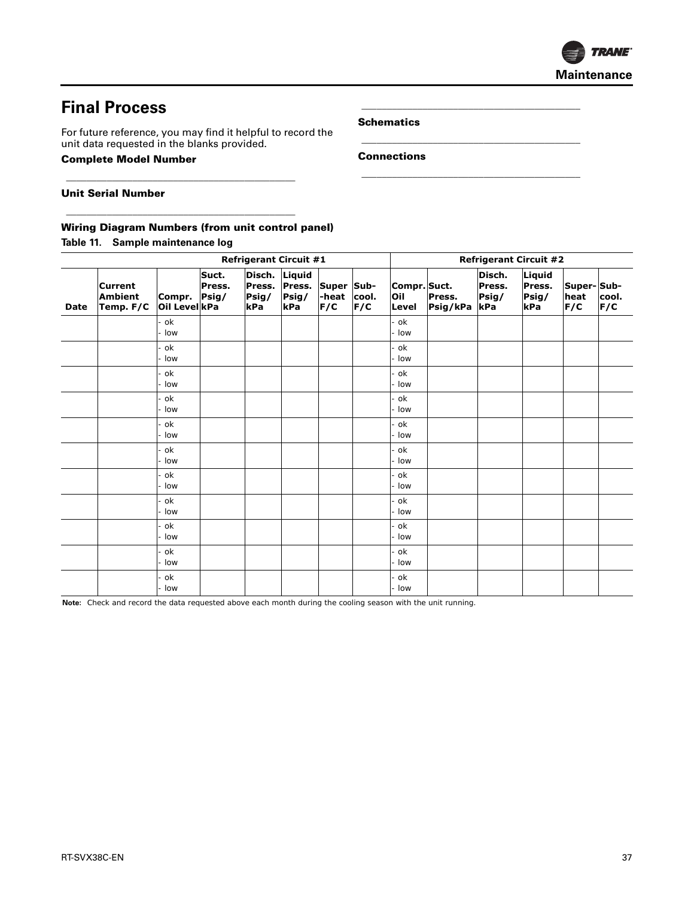## Final Process

For future reference, you may find it helpful to record the unit data requested in the blanks provided.

**Complete Model Number**

\_\_\_\_\_\_\_\_\_\_\_\_\_\_\_\_\_\_\_\_\_\_\_\_\_\_\_\_\_\_\_\_\_\_\_\_\_\_\_\_\_\_\_\_

**Unit Serial Number**

\_\_\_\_\_\_\_\_\_\_\_\_\_\_\_\_\_\_\_\_\_\_\_\_\_\_\_\_\_\_\_\_\_\_\_\_\_\_\_\_\_\_\_\_

**Wiring Diagram Numbers (from unit control panel)**

\_\_\_\_\_\_\_\_\_\_\_\_\_\_\_\_\_\_\_\_\_\_\_\_\_\_\_\_\_\_\_\_\_\_\_\_\_\_\_\_\_\_\_\_

**Schematics**

\_\_\_\_\_\_\_\_\_\_\_\_\_\_\_\_\_\_\_\_\_\_\_\_\_\_\_\_\_\_\_\_\_\_\_\_\_\_\_\_\_\_\_\_

**Connections**

\_\_\_\_\_\_\_\_\_\_\_\_\_\_\_\_\_\_\_\_\_\_\_\_\_\_\_\_\_\_\_\_\_\_\_\_\_\_\_\_\_\_\_\_

**Table 11. Sample maintenance log**

| | | Refrigerant Circuit #1 | | | | | | Refrigerant Circuit #2 | | | | | |
|---|---|---|---|---|---|---|---|---|---|---|---|---|---|
| Date | Current Ambient Temp. F/C | Compr. Oil Level | Suct. Press. Psig/kPa | Disch. Press. Psig/kPa | Liquid Press. Psig/kPa | Super-heat F/C | Sub-cool. F/C | Compr. Oil Level | Suct. Press. Psig/kPa | Disch. Press. Psig/kPa | Liquid Press. Psig/kPa | Super-heat F/C | Sub-cool. F/C |
| | | - ok<br>- low | | | | | | - ok<br>- low | | | | | |
| | | - ok<br>- low | | | | | | - ok<br>- low | | | | | |
| | | - ok<br>- low | | | | | | - ok<br>- low | | | | | |
| | | - ok<br>- low | | | | | | - ok<br>- low | | | | | |
| | | - ok<br>- low | | | | | | - ok<br>- low | | | | | |
| | | - ok<br>- low | | | | | | - ok<br>- low | | | | | |
| | | - ok<br>- low | | | | | | - ok<br>- low | | | | | |
| | | - ok<br>- low | | | | | | - ok<br>- low | | | | | |
| | | - ok<br>- low | | | | | | - ok<br>- low | | | | | |
| | | - ok<br>- low | | | | | | - ok<br>- low | | | | | |
| | | - ok<br>- low | | | | | | - ok<br>- low | | | | | |

**Note:** Check and record the data requested above each month during the cooling season with the unit running.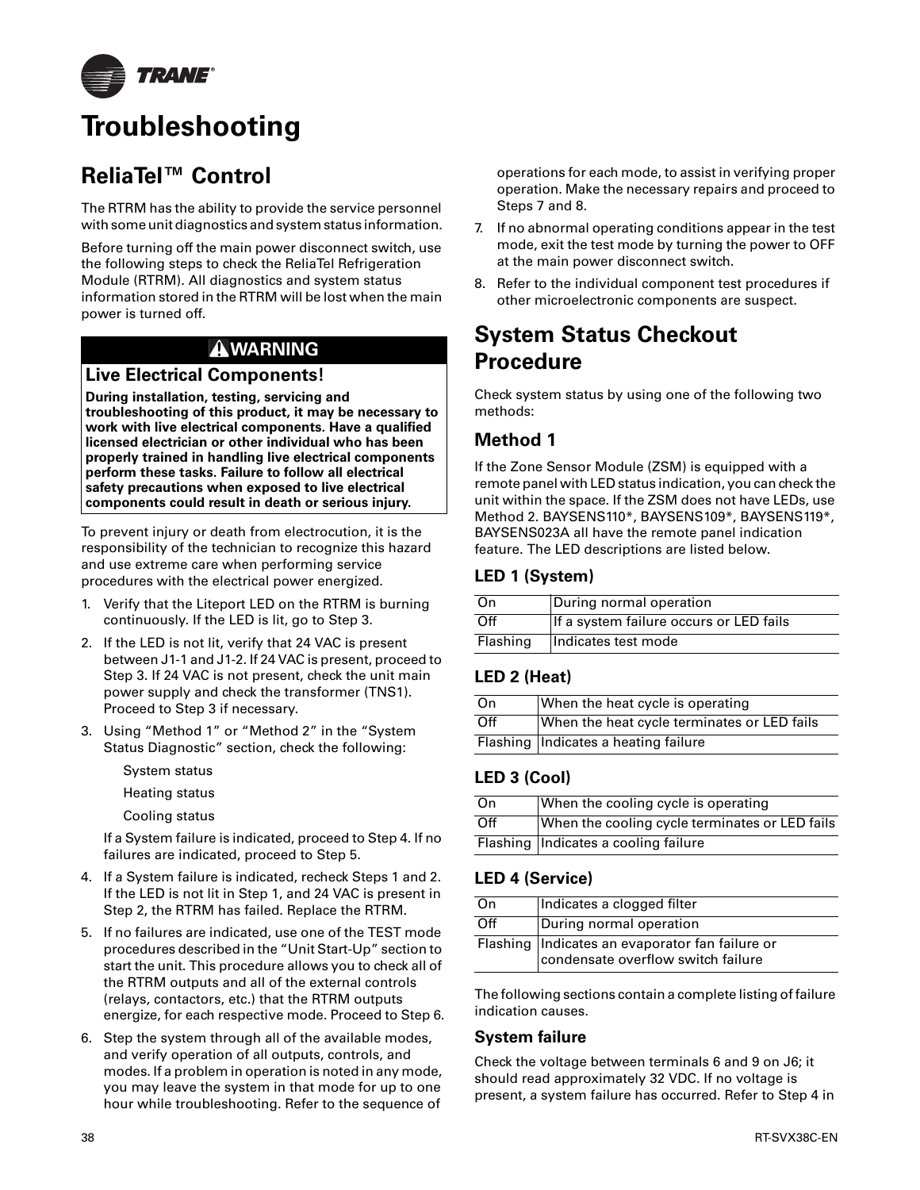# Troubleshooting

## ReliaTel™ Control

The RTRM has the ability to provide the service personnel with some unit diagnostics and system status information.

Before turning off the main power disconnect switch, use the following steps to check the ReliaTel Refrigeration Module (RTRM). All diagnostics and system status information stored in the RTRM will be lost when the main power is turned off.

> **⚠WARNING**
>
> **Live Electrical Components!**
>
> **During installation, testing, servicing and troubleshooting of this product, it may be necessary to work with live electrical components. Have a qualified licensed electrician or other individual who has been properly trained in handling live electrical components perform these tasks. Failure to follow all electrical safety precautions when exposed to live electrical components could result in death or serious injury.**

To prevent injury or death from electrocution, it is the responsibility of the technician to recognize this hazard and use extreme care when performing service procedures with the electrical power energized.

1. Verify that the Liteport LED on the RTRM is burning continuously. If the LED is lit, go to Step 3.
2. If the LED is not lit, verify that 24 VAC is present between J1-1 and J1-2. If 24 VAC is present, proceed to Step 3. If 24 VAC is not present, check the unit main power supply and check the transformer (TNS1). Proceed to Step 3 if necessary.
3. Using “Method 1” or “Method 2” in the “System Status Diagnostic” section, check the following:

   System status

   Heating status

   Cooling status

   If a System failure is indicated, proceed to Step 4. If no failures are indicated, proceed to Step 5.
4. If a System failure is indicated, recheck Steps 1 and 2. If the LED is not lit in Step 1, and 24 VAC is present in Step 2, the RTRM has failed. Replace the RTRM.
5. If no failures are indicated, use one of the TEST mode procedures described in the “Unit Start-Up” section to start the unit. This procedure allows you to check all of the RTRM outputs and all of the external controls (relays, contactors, etc.) that the RTRM outputs energize, for each respective mode. Proceed to Step 6.
6. Step the system through all of the available modes, and verify operation of all outputs, controls, and modes. If a problem in operation is noted in any mode, you may leave the system in that mode for up to one hour while troubleshooting. Refer to the sequence of operations for each mode, to assist in verifying proper operation. Make the necessary repairs and proceed to Steps 7 and 8.
7. If no abnormal operating conditions appear in the test mode, exit the test mode by turning the power to OFF at the main power disconnect switch.
8. Refer to the individual component test procedures if other microelectronic components are suspect.

## System Status Checkout Procedure

Check system status by using one of the following two methods:

### Method 1

If the Zone Sensor Module (ZSM) is equipped with a remote panel with LED status indication, you can check the unit within the space. If the ZSM does not have LEDs, use Method 2. BAYSENS110*, BAYSENS109*, BAYSENS119*, BAYSENS023A all have the remote panel indication feature. The LED descriptions are listed below.

#### LED 1 (System)

| | |
|---|---|
| On | During normal operation |
| Off | If a system failure occurs or LED fails |
| Flashing | Indicates test mode |

#### LED 2 (Heat)

| | |
|---|---|
| On | When the heat cycle is operating |
| Off | When the heat cycle terminates or LED fails |
| Flashing | Indicates a heating failure |

#### LED 3 (Cool)

| | |
|---|---|
| On | When the cooling cycle is operating |
| Off | When the cooling cycle terminates or LED fails |
| Flashing | Indicates a cooling failure |

#### LED 4 (Service)

| | |
|---|---|
| On | Indicates a clogged filter |
| Off | During normal operation |
| Flashing | Indicates an evaporator fan failure or condensate overflow switch failure |

The following sections contain a complete listing of failure indication causes.

#### System failure

Check the voltage between terminals 6 and 9 on J6; it should read approximately 32 VDC. If no voltage is present, a system failure has occurred. Refer to Step 4 in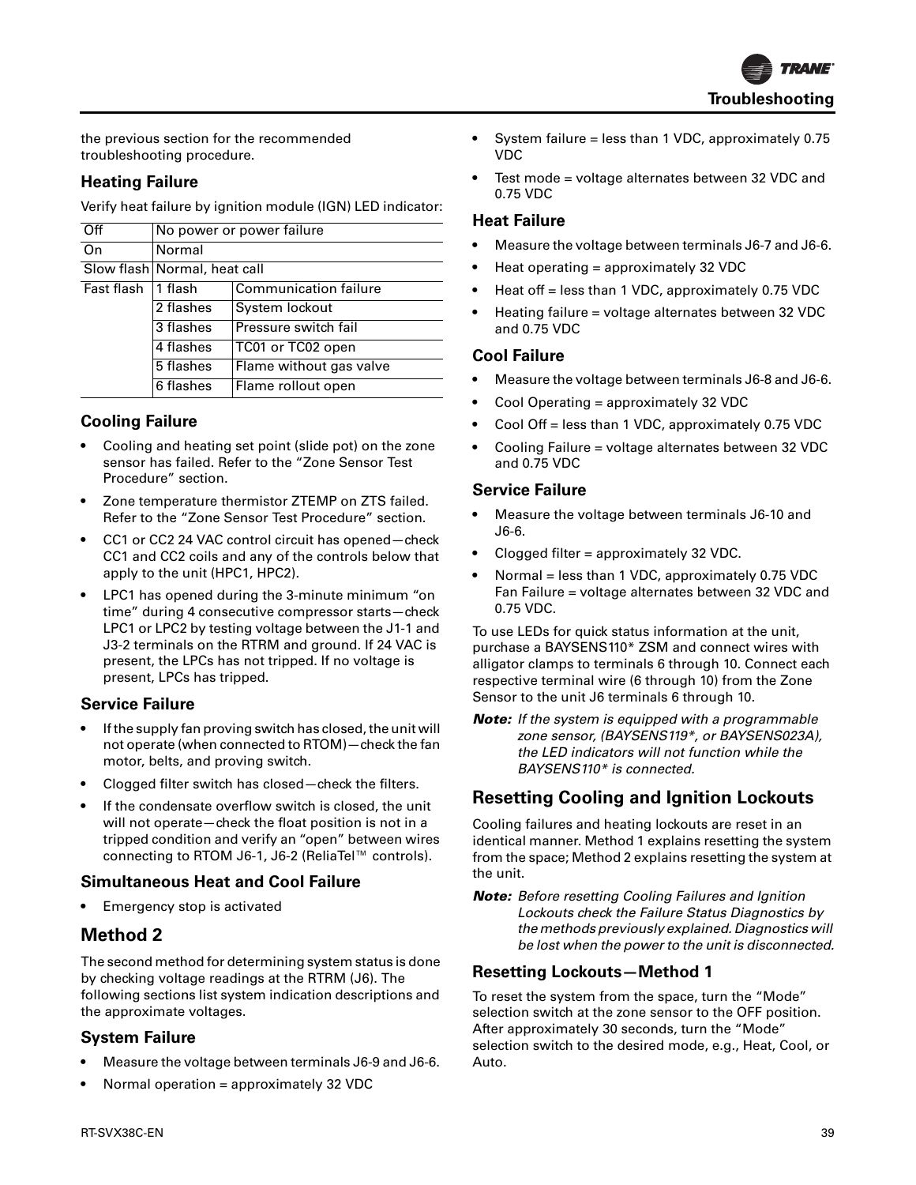the previous section for the recommended troubleshooting procedure.

### Heating Failure

Verify heat failure by ignition module (IGN) LED indicator:

| Off | No power or power failure | |
|---|---|---|
| On | Normal | |
| Slow flash | Normal, heat call | |
| Fast flash | 1 flash | Communication failure |
| | 2 flashes | System lockout |
| | 3 flashes | Pressure switch fail |
| | 4 flashes | TC01 or TC02 open |
| | 5 flashes | Flame without gas valve |
| | 6 flashes | Flame rollout open |

### Cooling Failure

- Cooling and heating set point (slide pot) on the zone sensor has failed. Refer to the "Zone Sensor Test Procedure" section.
- Zone temperature thermistor ZTEMP on ZTS failed. Refer to the "Zone Sensor Test Procedure" section.
- CC1 or CC2 24 VAC control circuit has opened—check CC1 and CC2 coils and any of the controls below that apply to the unit (HPC1, HPC2).
- LPC1 has opened during the 3-minute minimum "on time" during 4 consecutive compressor starts—check LPC1 or LPC2 by testing voltage between the J1-1 and J3-2 terminals on the RTRM and ground. If 24 VAC is present, the LPCs has not tripped. If no voltage is present, LPCs has tripped.

### Service Failure

- If the supply fan proving switch has closed, the unit will not operate (when connected to RTOM)—check the fan motor, belts, and proving switch.
- Clogged filter switch has closed—check the filters.
- If the condensate overflow switch is closed, the unit will not operate—check the float position is not in a tripped condition and verify an "open" between wires connecting to RTOM J6-1, J6-2 (ReliaTel™ controls).

### Simultaneous Heat and Cool Failure

- Emergency stop is activated

## Method 2

The second method for determining system status is done by checking voltage readings at the RTRM (J6). The following sections list system indication descriptions and the approximate voltages.

### System Failure

- Measure the voltage between terminals J6-9 and J6-6.
- Normal operation = approximately 32 VDC
- System failure = less than 1 VDC, approximately 0.75 VDC
- Test mode = voltage alternates between 32 VDC and 0.75 VDC

### Heat Failure

- Measure the voltage between terminals J6-7 and J6-6.
- Heat operating = approximately 32 VDC
- Heat off = less than 1 VDC, approximately 0.75 VDC
- Heating failure = voltage alternates between 32 VDC and 0.75 VDC

### Cool Failure

- Measure the voltage between terminals J6-8 and J6-6.
- Cool Operating = approximately 32 VDC
- Cool Off = less than 1 VDC, approximately 0.75 VDC
- Cooling Failure = voltage alternates between 32 VDC and 0.75 VDC

### Service Failure

- Measure the voltage between terminals J6-10 and J6-6.
- Clogged filter = approximately 32 VDC.
- Normal = less than 1 VDC, approximately 0.75 VDC Fan Failure = voltage alternates between 32 VDC and 0.75 VDC.

To use LEDs for quick status information at the unit, purchase a BAYSENS110* ZSM and connect wires with alligator clamps to terminals 6 through 10. Connect each respective terminal wire (6 through 10) from the Zone Sensor to the unit J6 terminals 6 through 10.

***Note:*** *If the system is equipped with a programmable zone sensor, (BAYSENS119*, or BAYSENS023A), the LED indicators will not function while the BAYSENS110* is connected.*

## Resetting Cooling and Ignition Lockouts

Cooling failures and heating lockouts are reset in an identical manner. Method 1 explains resetting the system from the space; Method 2 explains resetting the system at the unit.

***Note:*** *Before resetting Cooling Failures and Ignition Lockouts check the Failure Status Diagnostics by the methods previously explained. Diagnostics will be lost when the power to the unit is disconnected.*

### Resetting Lockouts—Method 1

To reset the system from the space, turn the "Mode" selection switch at the zone sensor to the OFF position. After approximately 30 seconds, turn the "Mode" selection switch to the desired mode, e.g., Heat, Cool, or Auto.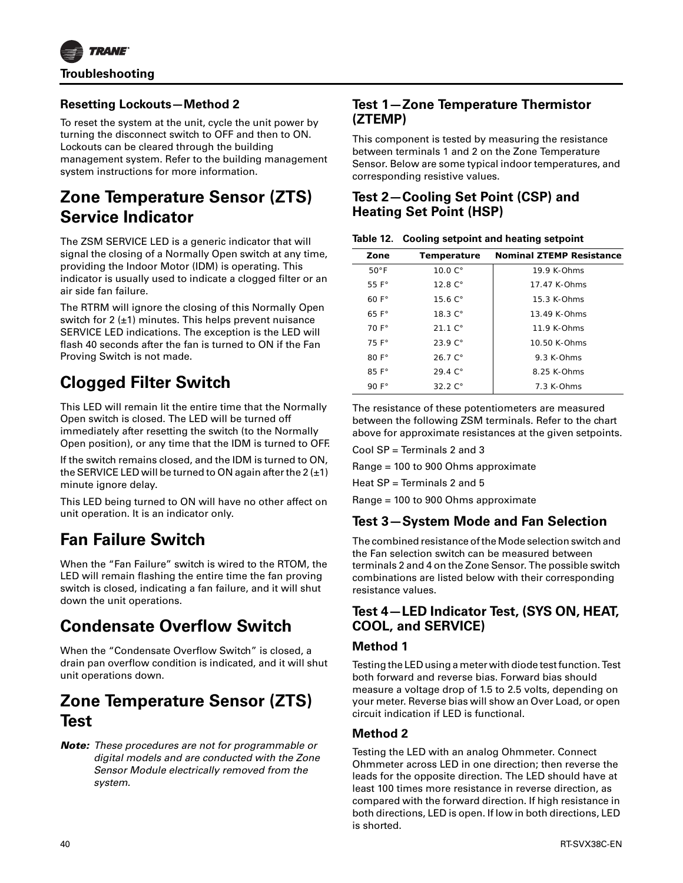### Resetting Lockouts—Method 2

To reset the system at the unit, cycle the unit power by turning the disconnect switch to OFF and then to ON. Lockouts can be cleared through the building management system. Refer to the building management system instructions for more information.

## Zone Temperature Sensor (ZTS) Service Indicator

The ZSM SERVICE LED is a generic indicator that will signal the closing of a Normally Open switch at any time, providing the Indoor Motor (IDM) is operating. This indicator is usually used to indicate a clogged filter or an air side fan failure.

The RTRM will ignore the closing of this Normally Open switch for 2 (±1) minutes. This helps prevent nuisance SERVICE LED indications. The exception is the LED will flash 40 seconds after the fan is turned to ON if the Fan Proving Switch is not made.

## Clogged Filter Switch

This LED will remain lit the entire time that the Normally Open switch is closed. The LED will be turned off immediately after resetting the switch (to the Normally Open position), or any time that the IDM is turned to OFF.

If the switch remains closed, and the IDM is turned to ON, the SERVICE LED will be turned to ON again after the 2 (±1) minute ignore delay.

This LED being turned to ON will have no other affect on unit operation. It is an indicator only.

## Fan Failure Switch

When the "Fan Failure" switch is wired to the RTOM, the LED will remain flashing the entire time the fan proving switch is closed, indicating a fan failure, and it will shut down the unit operations.

## Condensate Overflow Switch

When the "Condensate Overflow Switch" is closed, a drain pan overflow condition is indicated, and it will shut unit operations down.

## Zone Temperature Sensor (ZTS) Test

***Note:*** *These procedures are not for programmable or digital models and are conducted with the Zone Sensor Module electrically removed from the system.*

### Test 1—Zone Temperature Thermistor (ZTEMP)

This component is tested by measuring the resistance between terminals 1 and 2 on the Zone Temperature Sensor. Below are some typical indoor temperatures, and corresponding resistive values.

### Test 2—Cooling Set Point (CSP) and Heating Set Point (HSP)

**Table 12. Cooling setpoint and heating setpoint**

| Zone | Temperature | Nominal ZTEMP Resistance |
|---|---|---|
| 50°F | 10.0 C° | 19.9 K-Ohms |
| 55 F° | 12.8 C° | 17.47 K-Ohms |
| 60 F° | 15.6 C° | 15.3 K-Ohms |
| 65 F° | 18.3 C° | 13.49 K-Ohms |
| 70 F° | 21.1 C° | 11.9 K-Ohms |
| 75 F° | 23.9 C° | 10.50 K-Ohms |
| 80 F° | 26.7 C° | 9.3 K-Ohms |
| 85 F° | 29.4 C° | 8.25 K-Ohms |
| 90 F° | 32.2 C° | 7.3 K-Ohms |

The resistance of these potentiometers are measured between the following ZSM terminals. Refer to the chart above for approximate resistances at the given setpoints.

Cool SP = Terminals 2 and 3

Range = 100 to 900 Ohms approximate

Heat SP = Terminals 2 and 5

Range = 100 to 900 Ohms approximate

### Test 3—System Mode and Fan Selection

The combined resistance of the Mode selection switch and the Fan selection switch can be measured between terminals 2 and 4 on the Zone Sensor. The possible switch combinations are listed below with their corresponding resistance values.

### Test 4—LED Indicator Test, (SYS ON, HEAT, COOL, and SERVICE)

#### Method 1

Testing the LED using a meter with diode test function. Test both forward and reverse bias. Forward bias should measure a voltage drop of 1.5 to 2.5 volts, depending on your meter. Reverse bias will show an Over Load, or open circuit indication if LED is functional.

#### Method 2

Testing the LED with an analog Ohmmeter. Connect Ohmmeter across LED in one direction; then reverse the leads for the opposite direction. The LED should have at least 100 times more resistance in reverse direction, as compared with the forward direction. If high resistance in both directions, LED is open. If low in both directions, LED is shorted.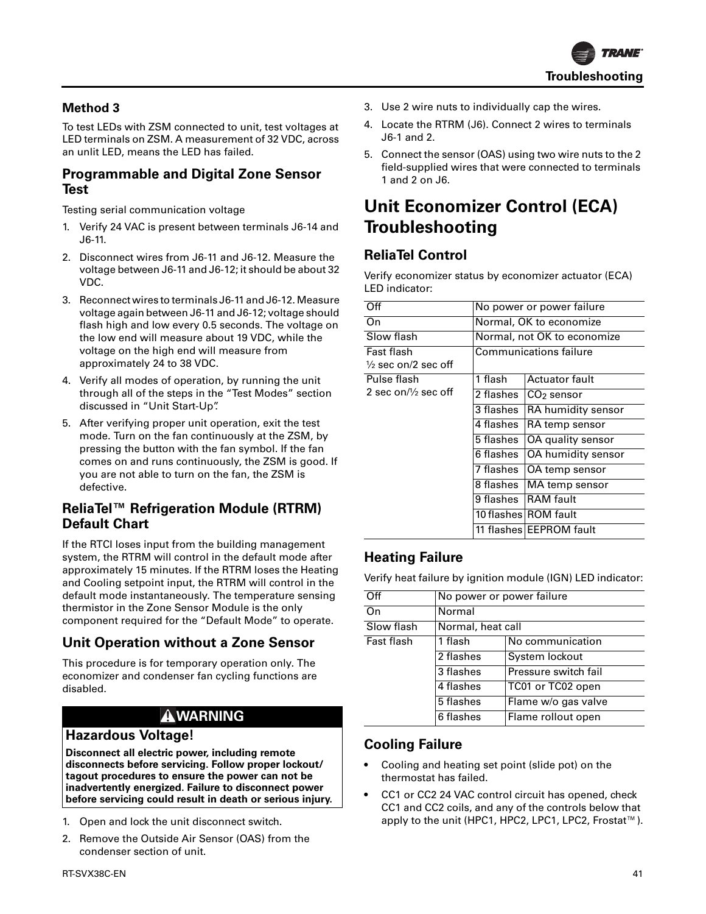### Method 3

To test LEDs with ZSM connected to unit, test voltages at LED terminals on ZSM. A measurement of 32 VDC, across an unlit LED, means the LED has failed.

### Programmable and Digital Zone Sensor Test

Testing serial communication voltage

1. Verify 24 VAC is present between terminals J6-14 and J6-11.
2. Disconnect wires from J6-11 and J6-12. Measure the voltage between J6-11 and J6-12; it should be about 32 VDC.
3. Reconnect wires to terminals J6-11 and J6-12. Measure voltage again between J6-11 and J6-12; voltage should flash high and low every 0.5 seconds. The voltage on the low end will measure about 19 VDC, while the voltage on the high end will measure from approximately 24 to 38 VDC.
4. Verify all modes of operation, by running the unit through all of the steps in the "Test Modes" section discussed in "Unit Start-Up".
5. After verifying proper unit operation, exit the test mode. Turn on the fan continuously at the ZSM, by pressing the button with the fan symbol. If the fan comes on and runs continuously, the ZSM is good. If you are not able to turn on the fan, the ZSM is defective.

### ReliaTel™ Refrigeration Module (RTRM) Default Chart

If the RTCI loses input from the building management system, the RTRM will control in the default mode after approximately 15 minutes. If the RTRM loses the Heating and Cooling setpoint input, the RTRM will control in the default mode instantaneously. The temperature sensing thermistor in the Zone Sensor Module is the only component required for the "Default Mode" to operate.

### Unit Operation without a Zone Sensor

This procedure is for temporary operation only. The economizer and condenser fan cycling functions are disabled.

> **⚠WARNING**
>
> **Hazardous Voltage!**
>
> **Disconnect all electric power, including remote disconnects before servicing. Follow proper lockout/tagout procedures to ensure the power can not be inadvertently energized. Failure to disconnect power before servicing could result in death or serious injury.**

1. Open and lock the unit disconnect switch.
2. Remove the Outside Air Sensor (OAS) from the condenser section of unit.
3. Use 2 wire nuts to individually cap the wires.
4. Locate the RTRM (J6). Connect 2 wires to terminals J6-1 and 2.
5. Connect the sensor (OAS) using two wire nuts to the 2 field-supplied wires that were connected to terminals 1 and 2 on J6.

## Unit Economizer Control (ECA) Troubleshooting

### ReliaTel Control

Verify economizer status by economizer actuator (ECA) LED indicator:

| | | |
|---|---|---|
| Off | No power or power failure | |
| On | Normal, OK to economize | |
| Slow flash | Normal, not OK to economize | |
| Fast flash ½ sec on/2 sec off | Communications failure | |
| Pulse flash 2 sec on/½ sec off | 1 flash | Actuator fault |
| | 2 flashes | $CO_2$ sensor |
| | 3 flashes | RA humidity sensor |
| | 4 flashes | RA temp sensor |
| | 5 flashes | OA quality sensor |
| | 6 flashes | OA humidity sensor |
| | 7 flashes | OA temp sensor |
| | 8 flashes | MA temp sensor |
| | 9 flashes | RAM fault |
| | 10 flashes | ROM fault |
| | 11 flashes | EEPROM fault |

### Heating Failure

Verify heat failure by ignition module (IGN) LED indicator:

| | | |
|---|---|---|
| Off | No power or power failure | |
| On | Normal | |
| Slow flash | Normal, heat call | |
| Fast flash | 1 flash | No communication |
| | 2 flashes | System lockout |
| | 3 flashes | Pressure switch fail |
| | 4 flashes | TC01 or TC02 open |
| | 5 flashes | Flame w/o gas valve |
| | 6 flashes | Flame rollout open |

### Cooling Failure

- Cooling and heating set point (slide pot) on the thermostat has failed.
- CC1 or CC2 24 VAC control circuit has opened, check CC1 and CC2 coils, and any of the controls below that apply to the unit (HPC1, HPC2, LPC1, LPC2, Frostat™).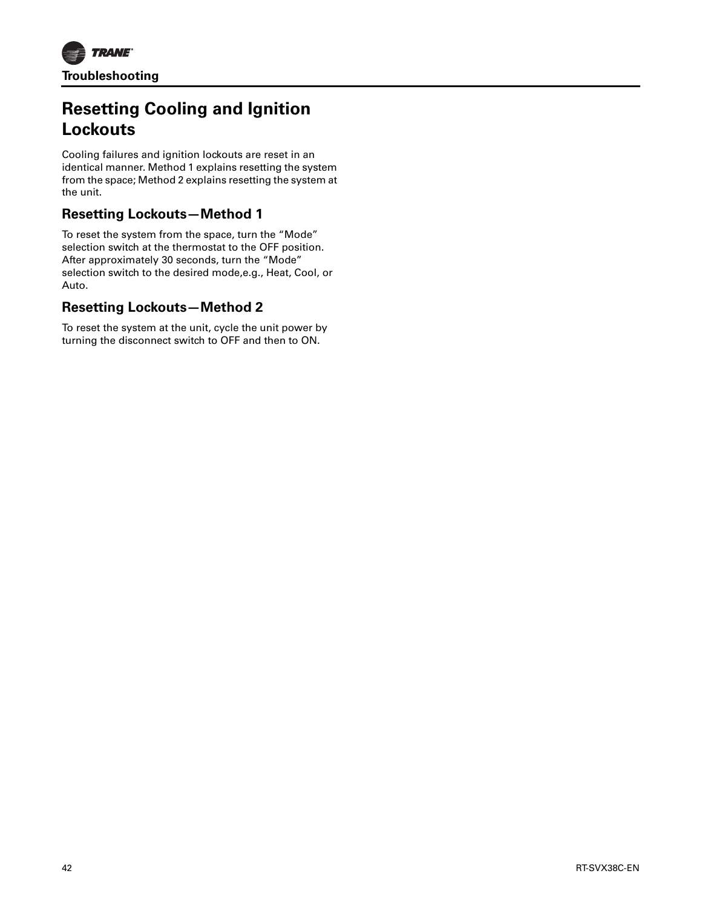## Resetting Cooling and Ignition Lockouts

Cooling failures and ignition lockouts are reset in an identical manner. Method 1 explains resetting the system from the space; Method 2 explains resetting the system at the unit.

### Resetting Lockouts—Method 1

To reset the system from the space, turn the "Mode" selection switch at the thermostat to the OFF position. After approximately 30 seconds, turn the "Mode" selection switch to the desired mode,e.g., Heat, Cool, or Auto.

### Resetting Lockouts—Method 2

To reset the system at the unit, cycle the unit power by turning the disconnect switch to OFF and then to ON.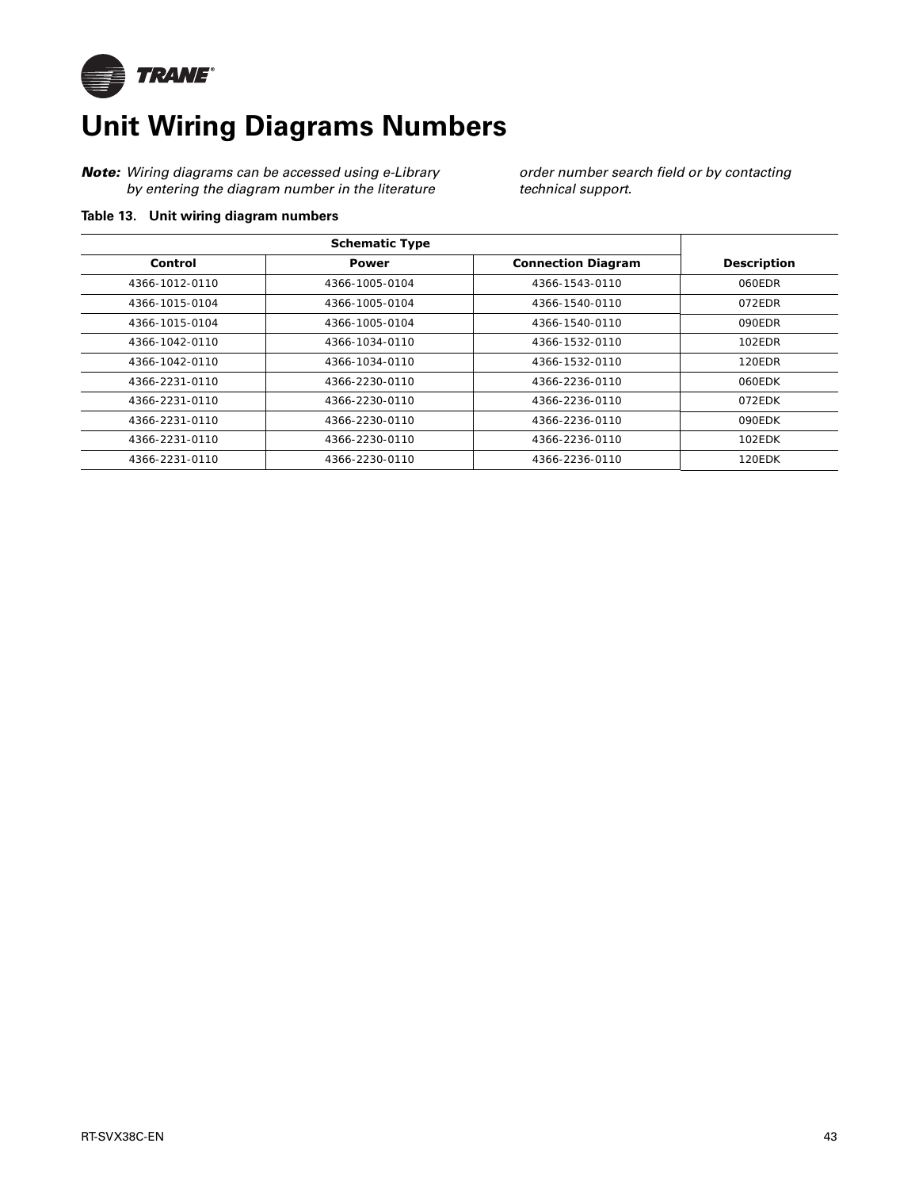# Unit Wiring Diagrams Numbers

***Note:*** *Wiring diagrams can be accessed using e-Library by entering the diagram number in the literature order number search field or by contacting technical support.*

**Table 13. Unit wiring diagram numbers**

| Schematic Type | | | |
|---|---|---|---|
| **Control** | **Power** | **Connection Diagram** | **Description** |
| 4366-1012-0110 | 4366-1005-0104 | 4366-1543-0110 | 060EDR |
| 4366-1015-0104 | 4366-1005-0104 | 4366-1540-0110 | 072EDR |
| 4366-1015-0104 | 4366-1005-0104 | 4366-1540-0110 | 090EDR |
| 4366-1042-0110 | 4366-1034-0110 | 4366-1532-0110 | 102EDR |
| 4366-1042-0110 | 4366-1034-0110 | 4366-1532-0110 | 120EDR |
| 4366-2231-0110 | 4366-2230-0110 | 4366-2236-0110 | 060EDK |
| 4366-2231-0110 | 4366-2230-0110 | 4366-2236-0110 | 072EDK |
| 4366-2231-0110 | 4366-2230-0110 | 4366-2236-0110 | 090EDK |
| 4366-2231-0110 | 4366-2230-0110 | 4366-2236-0110 | 102EDK |
| 4366-2231-0110 | 4366-2230-0110 | 4366-2236-0110 | 120EDK |